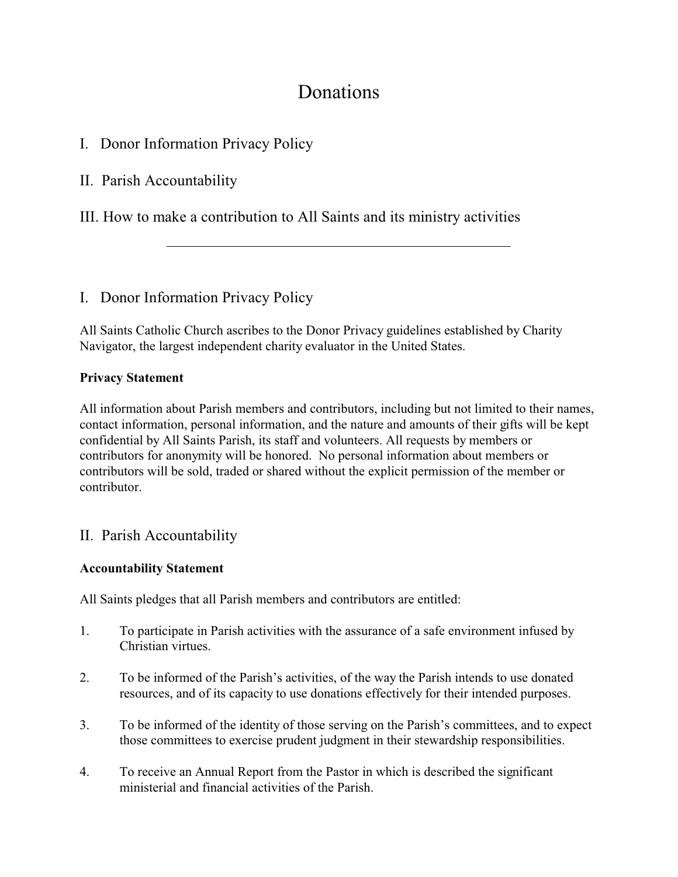# Donations

I. Donor Information Privacy Policy

II. Parish Accountability

III. How to make a contribution to All Saints and its ministry activities

---

## I. Donor Information Privacy Policy

All Saints Catholic Church ascribes to the Donor Privacy guidelines established by Charity Navigator, the largest independent charity evaluator in the United States.

**Privacy Statement**

All information about Parish members and contributors, including but not limited to their names, contact information, personal information, and the nature and amounts of their gifts will be kept confidential by All Saints Parish, its staff and volunteers. All requests by members or contributors for anonymity will be honored. No personal information about members or contributors will be sold, traded or shared without the explicit permission of the member or contributor.

## II. Parish Accountability

**Accountability Statement**

All Saints pledges that all Parish members and contributors are entitled:

1. To participate in Parish activities with the assurance of a safe environment infused by Christian virtues.
2. To be informed of the Parish's activities, of the way the Parish intends to use donated resources, and of its capacity to use donations effectively for their intended purposes.
3. To be informed of the identity of those serving on the Parish's committees, and to expect those committees to exercise prudent judgment in their stewardship responsibilities.
4. To receive an Annual Report from the Pastor in which is described the significant ministerial and financial activities of the Parish.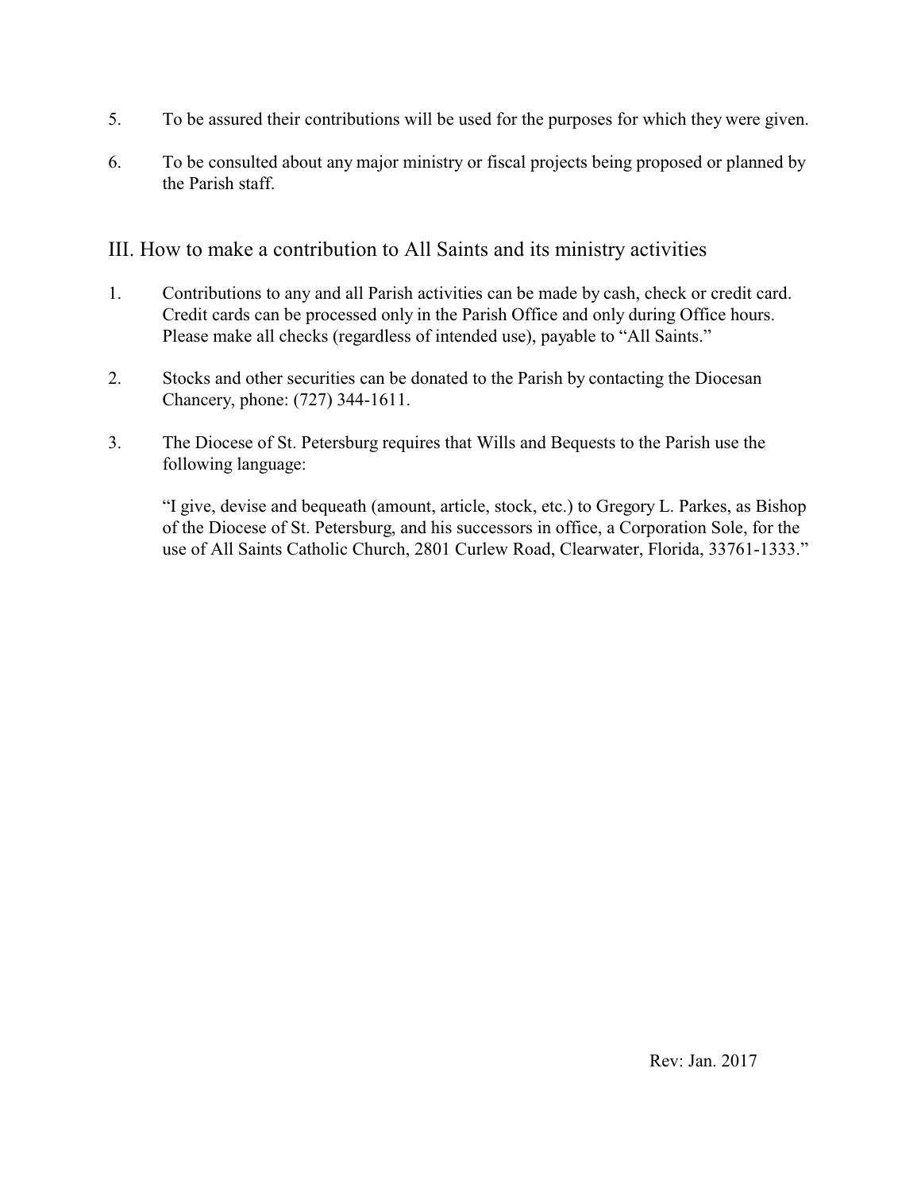5. To be assured their contributions will be used for the purposes for which they were given.

6. To be consulted about any major ministry or fiscal projects being proposed or planned by the Parish staff.

## III. How to make a contribution to All Saints and its ministry activities

1. Contributions to any and all Parish activities can be made by cash, check or credit card. Credit cards can be processed only in the Parish Office and only during Office hours. Please make all checks (regardless of intended use), payable to "All Saints."

2. Stocks and other securities can be donated to the Parish by contacting the Diocesan Chancery, phone: (727) 344-1611.

3. The Diocese of St. Petersburg requires that Wills and Bequests to the Parish use the following language:

   "I give, devise and bequeath (amount, article, stock, etc.) to Gregory L. Parkes, as Bishop of the Diocese of St. Petersburg, and his successors in office, a Corporation Sole, for the use of All Saints Catholic Church, 2801 Curlew Road, Clearwater, Florida, 33761-1333."

Rev: Jan. 2017